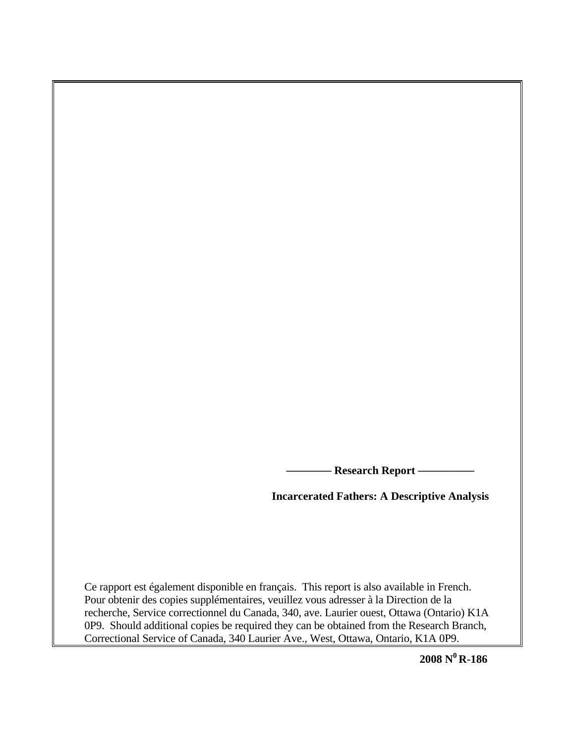**———— Research Report —————**

# Incarcerated Fathers: A Descriptive Analysis

Ce rapport est également disponible en français. This report is also available in French. Pour obtenir des copies supplémentaires, veuillez vous adresser à la Direction de la recherche, Service correctionnel du Canada, 340, ave. Laurier ouest, Ottawa (Ontario) K1A 0P9. Should additional copies be required they can be obtained from the Research Branch, Correctional Service of Canada, 340 Laurier Ave., West, Ottawa, Ontario, K1A 0P9.

**2008 N⁰ R-186**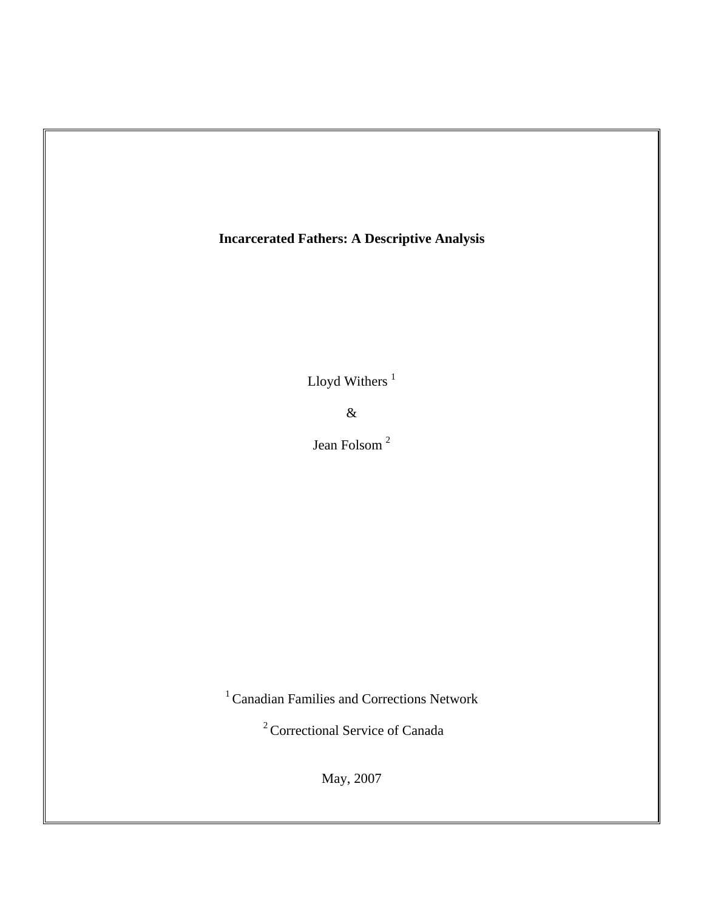**Incarcerated Fathers: A Descriptive Analysis**

Lloyd Withers [1]

&

Jean Folsom [2]

[1] Canadian Families and Corrections Network

[2] Correctional Service of Canada

May, 2007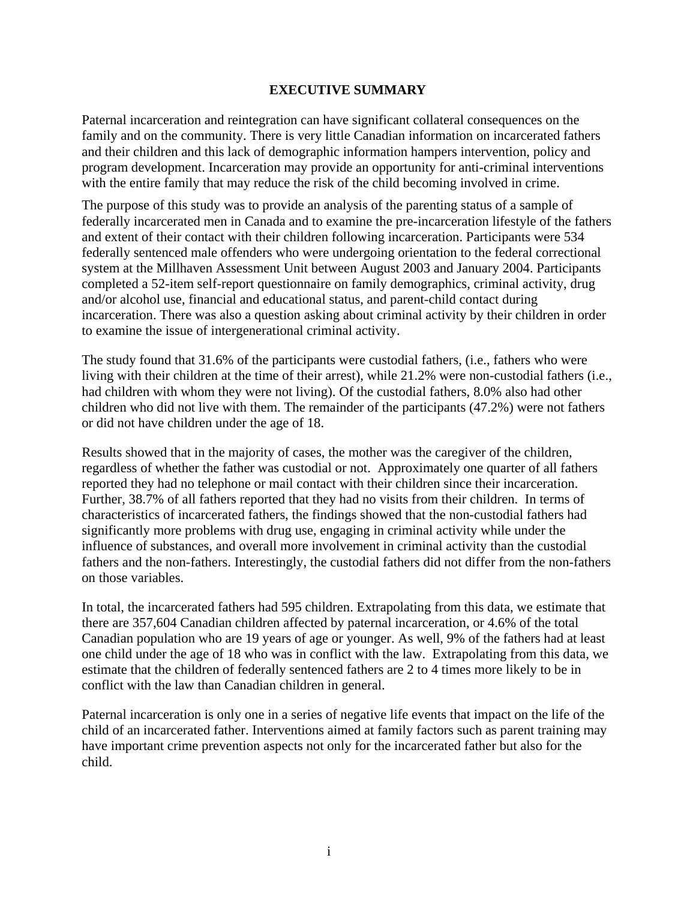# EXECUTIVE SUMMARY

Paternal incarceration and reintegration can have significant collateral consequences on the family and on the community. There is very little Canadian information on incarcerated fathers and their children and this lack of demographic information hampers intervention, policy and program development. Incarceration may provide an opportunity for anti-criminal interventions with the entire family that may reduce the risk of the child becoming involved in crime.

The purpose of this study was to provide an analysis of the parenting status of a sample of federally incarcerated men in Canada and to examine the pre-incarceration lifestyle of the fathers and extent of their contact with their children following incarceration. Participants were 534 federally sentenced male offenders who were undergoing orientation to the federal correctional system at the Millhaven Assessment Unit between August 2003 and January 2004. Participants completed a 52-item self-report questionnaire on family demographics, criminal activity, drug and/or alcohol use, financial and educational status, and parent-child contact during incarceration. There was also a question asking about criminal activity by their children in order to examine the issue of intergenerational criminal activity.

The study found that 31.6% of the participants were custodial fathers, (i.e., fathers who were living with their children at the time of their arrest), while 21.2% were non-custodial fathers (i.e., had children with whom they were not living). Of the custodial fathers, 8.0% also had other children who did not live with them. The remainder of the participants (47.2%) were not fathers or did not have children under the age of 18.

Results showed that in the majority of cases, the mother was the caregiver of the children, regardless of whether the father was custodial or not. Approximately one quarter of all fathers reported they had no telephone or mail contact with their children since their incarceration. Further, 38.7% of all fathers reported that they had no visits from their children. In terms of characteristics of incarcerated fathers, the findings showed that the non-custodial fathers had significantly more problems with drug use, engaging in criminal activity while under the influence of substances, and overall more involvement in criminal activity than the custodial fathers and the non-fathers. Interestingly, the custodial fathers did not differ from the non-fathers on those variables.

In total, the incarcerated fathers had 595 children. Extrapolating from this data, we estimate that there are 357,604 Canadian children affected by paternal incarceration, or 4.6% of the total Canadian population who are 19 years of age or younger. As well, 9% of the fathers had at least one child under the age of 18 who was in conflict with the law. Extrapolating from this data, we estimate that the children of federally sentenced fathers are 2 to 4 times more likely to be in conflict with the law than Canadian children in general.

Paternal incarceration is only one in a series of negative life events that impact on the life of the child of an incarcerated father. Interventions aimed at family factors such as parent training may have important crime prevention aspects not only for the incarcerated father but also for the child.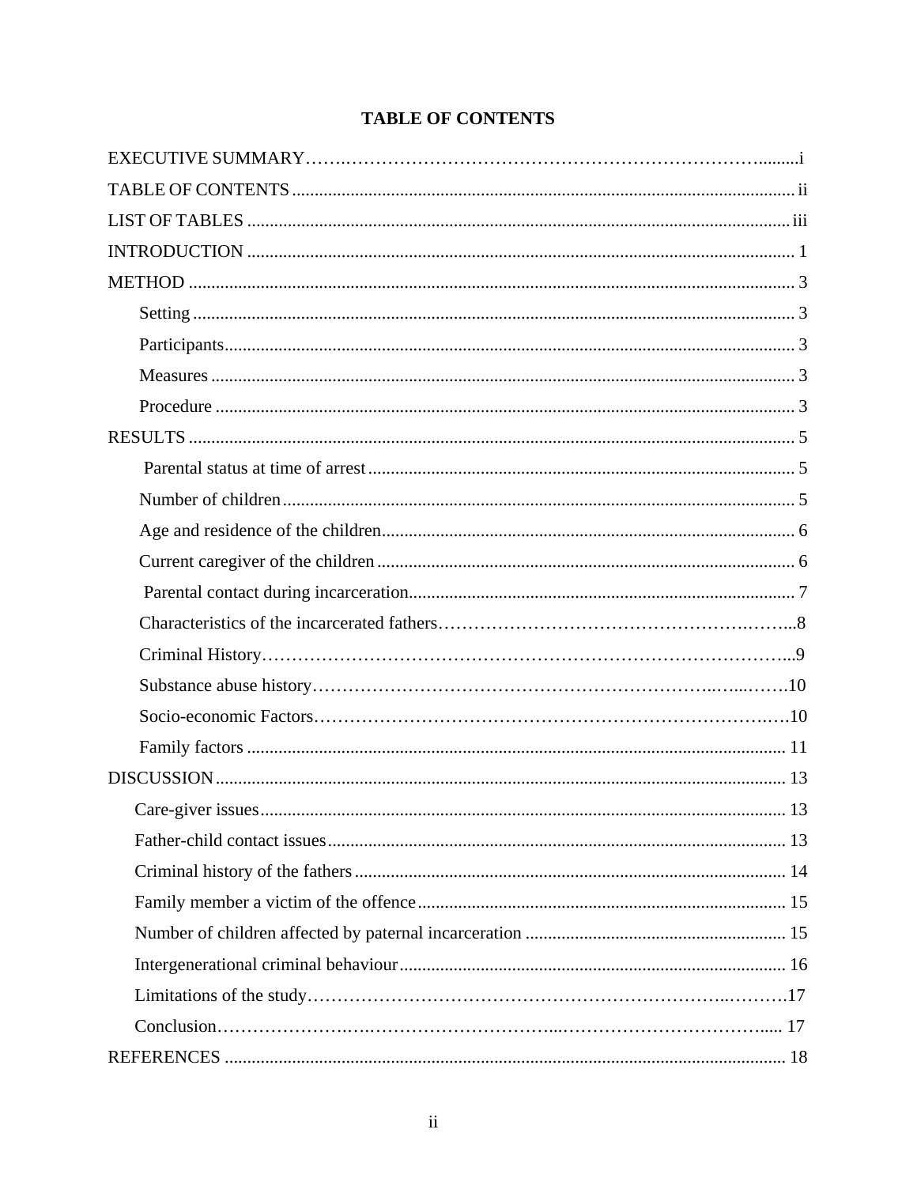# TABLE OF CONTENTS

EXECUTIVE SUMMARY ........ i

TABLE OF CONTENTS ........ ii

LIST OF TABLES ........ iii

INTRODUCTION ........ 1

METHOD ........ 3

- Setting ........ 3
- Participants ........ 3
- Measures ........ 3
- Procedure ........ 3

RESULTS ........ 5

- Parental status at time of arrest ........ 5
- Number of children ........ 5
- Age and residence of the children ........ 6
- Current caregiver of the children ........ 6
- Parental contact during incarceration ........ 7
- Characteristics of the incarcerated fathers ........ 8
- Criminal History ........ 9
- Substance abuse history ........ 10
- Socio-economic Factors ........ 10
- Family factors ........ 11

DISCUSSION ........ 13

- Care-giver issues ........ 13
- Father-child contact issues ........ 13
- Criminal history of the fathers ........ 14
- Family member a victim of the offence ........ 15
- Number of children affected by paternal incarceration ........ 15
- Intergenerational criminal behaviour ........ 16
- Limitations of the study ........ 17
- Conclusion ........ 17

REFERENCES ........ 18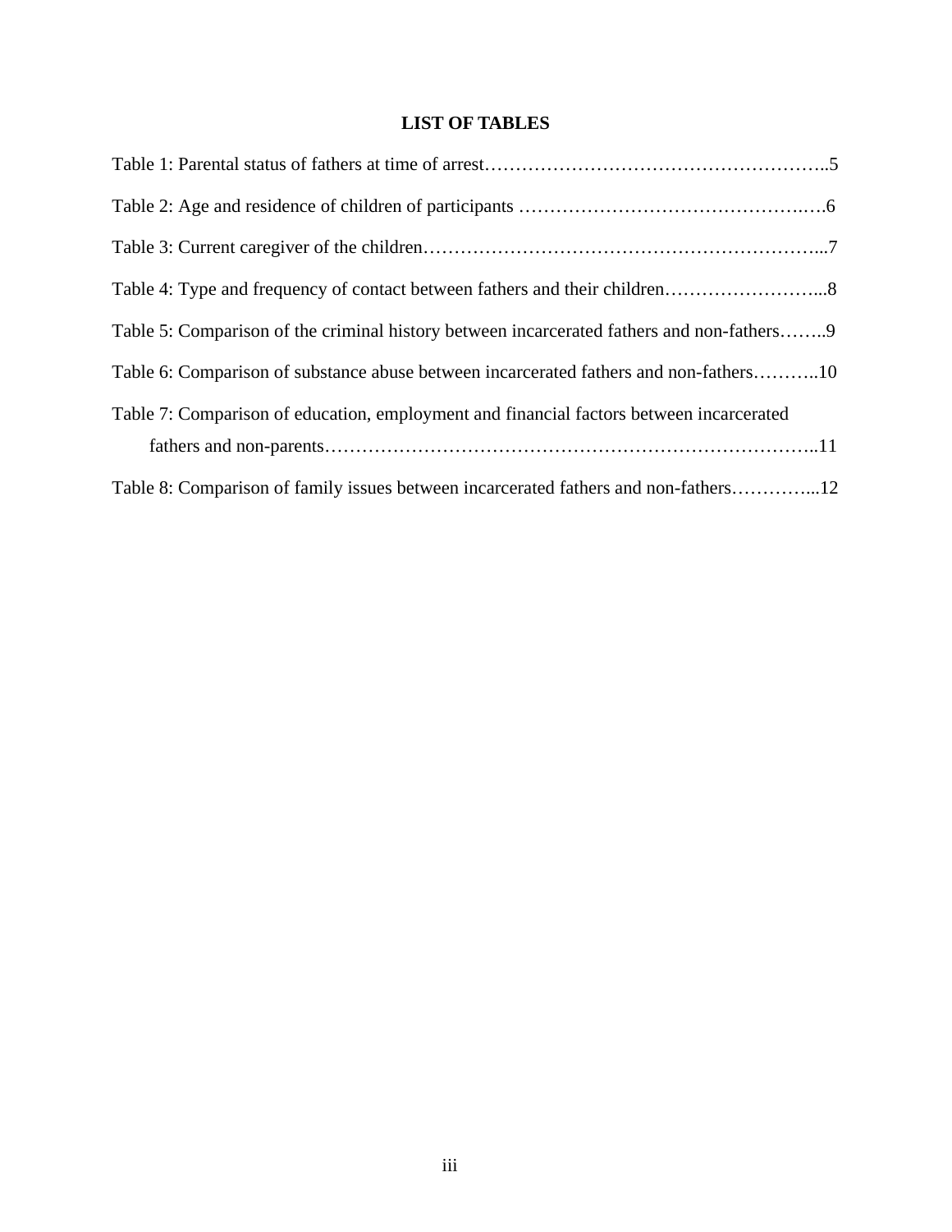# LIST OF TABLES

Table 1: Parental status of fathers at time of arrest………………………………………………..5

Table 2: Age and residence of children of participants ……………………………………….….6

Table 3: Current caregiver of the children………………………………………………………...7

Table 4: Type and frequency of contact between fathers and their children……………………...8

Table 5: Comparison of the criminal history between incarcerated fathers and non-fathers……..9

Table 6: Comparison of substance abuse between incarcerated fathers and non-fathers………..10

Table 7: Comparison of education, employment and financial factors between incarcerated fathers and non-parents…………………………………………………………………..11

Table 8: Comparison of family issues between incarcerated fathers and non-fathers…………...12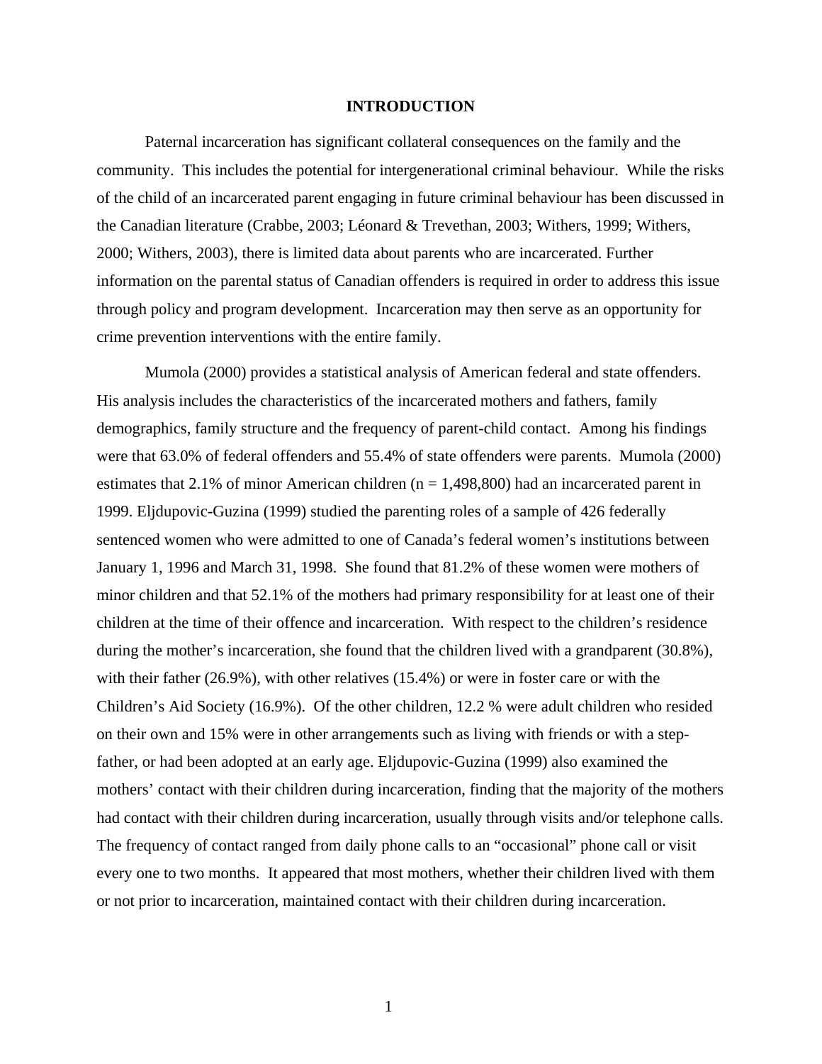# INTRODUCTION

Paternal incarceration has significant collateral consequences on the family and the community. This includes the potential for intergenerational criminal behaviour. While the risks of the child of an incarcerated parent engaging in future criminal behaviour has been discussed in the Canadian literature (Crabbe, 2003; Léonard & Trevethan, 2003; Withers, 1999; Withers, 2000; Withers, 2003), there is limited data about parents who are incarcerated. Further information on the parental status of Canadian offenders is required in order to address this issue through policy and program development. Incarceration may then serve as an opportunity for crime prevention interventions with the entire family.

Mumola (2000) provides a statistical analysis of American federal and state offenders. His analysis includes the characteristics of the incarcerated mothers and fathers, family demographics, family structure and the frequency of parent-child contact. Among his findings were that 63.0% of federal offenders and 55.4% of state offenders were parents. Mumola (2000) estimates that 2.1% of minor American children (n = 1,498,800) had an incarcerated parent in 1999. Eljdupovic-Guzina (1999) studied the parenting roles of a sample of 426 federally sentenced women who were admitted to one of Canada's federal women's institutions between January 1, 1996 and March 31, 1998. She found that 81.2% of these women were mothers of minor children and that 52.1% of the mothers had primary responsibility for at least one of their children at the time of their offence and incarceration. With respect to the children's residence during the mother's incarceration, she found that the children lived with a grandparent (30.8%), with their father (26.9%), with other relatives (15.4%) or were in foster care or with the Children's Aid Society (16.9%). Of the other children, 12.2 % were adult children who resided on their own and 15% were in other arrangements such as living with friends or with a step-father, or had been adopted at an early age. Eljdupovic-Guzina (1999) also examined the mothers' contact with their children during incarceration, finding that the majority of the mothers had contact with their children during incarceration, usually through visits and/or telephone calls. The frequency of contact ranged from daily phone calls to an "occasional" phone call or visit every one to two months. It appeared that most mothers, whether their children lived with them or not prior to incarceration, maintained contact with their children during incarceration.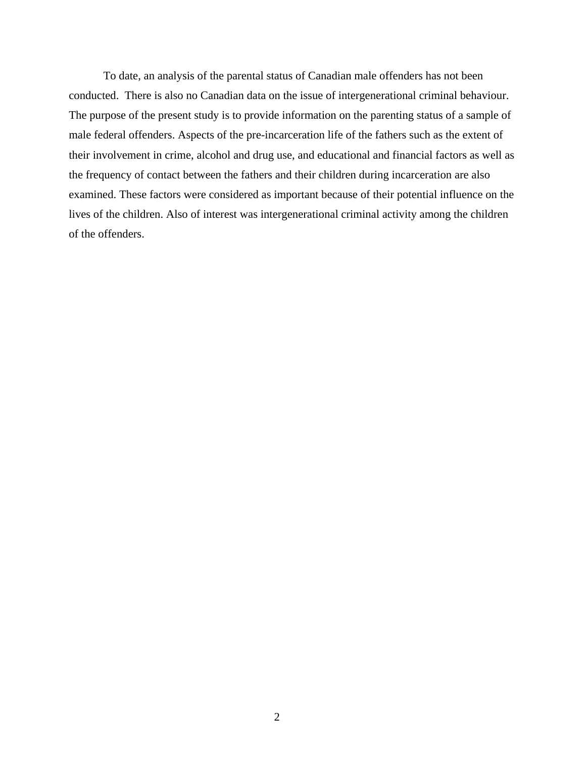To date, an analysis of the parental status of Canadian male offenders has not been conducted. There is also no Canadian data on the issue of intergenerational criminal behaviour. The purpose of the present study is to provide information on the parenting status of a sample of male federal offenders. Aspects of the pre-incarceration life of the fathers such as the extent of their involvement in crime, alcohol and drug use, and educational and financial factors as well as the frequency of contact between the fathers and their children during incarceration are also examined. These factors were considered as important because of their potential influence on the lives of the children. Also of interest was intergenerational criminal activity among the children of the offenders.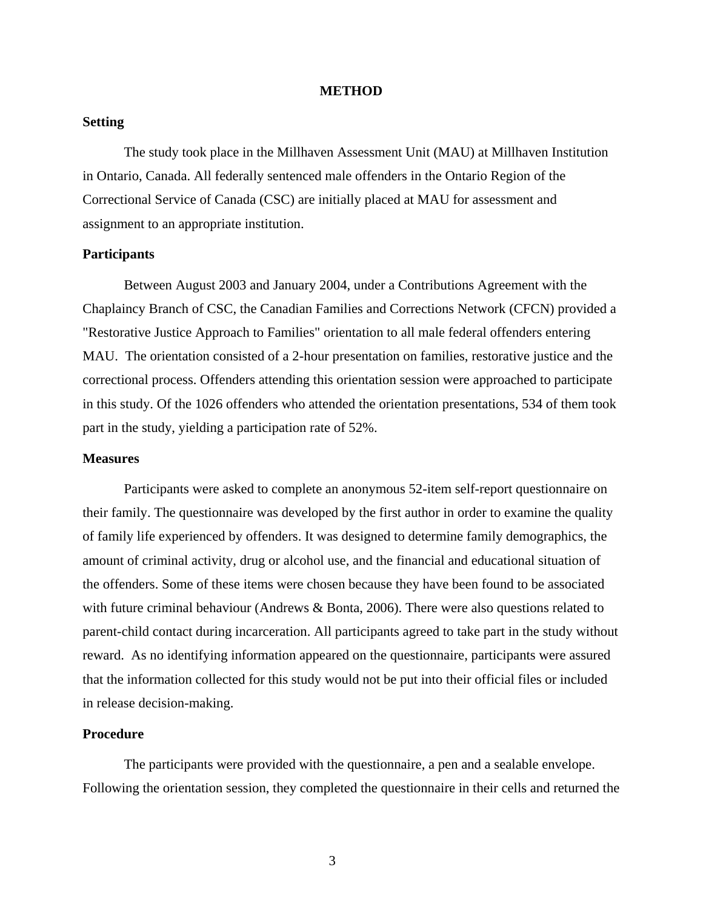# METHOD

## Setting

The study took place in the Millhaven Assessment Unit (MAU) at Millhaven Institution in Ontario, Canada. All federally sentenced male offenders in the Ontario Region of the Correctional Service of Canada (CSC) are initially placed at MAU for assessment and assignment to an appropriate institution.

## Participants

Between August 2003 and January 2004, under a Contributions Agreement with the Chaplaincy Branch of CSC, the Canadian Families and Corrections Network (CFCN) provided a "Restorative Justice Approach to Families" orientation to all male federal offenders entering MAU. The orientation consisted of a 2-hour presentation on families, restorative justice and the correctional process. Offenders attending this orientation session were approached to participate in this study. Of the 1026 offenders who attended the orientation presentations, 534 of them took part in the study, yielding a participation rate of 52%.

## Measures

Participants were asked to complete an anonymous 52-item self-report questionnaire on their family. The questionnaire was developed by the first author in order to examine the quality of family life experienced by offenders. It was designed to determine family demographics, the amount of criminal activity, drug or alcohol use, and the financial and educational situation of the offenders. Some of these items were chosen because they have been found to be associated with future criminal behaviour (Andrews & Bonta, 2006). There were also questions related to parent-child contact during incarceration. All participants agreed to take part in the study without reward. As no identifying information appeared on the questionnaire, participants were assured that the information collected for this study would not be put into their official files or included in release decision-making.

## Procedure

The participants were provided with the questionnaire, a pen and a sealable envelope. Following the orientation session, they completed the questionnaire in their cells and returned the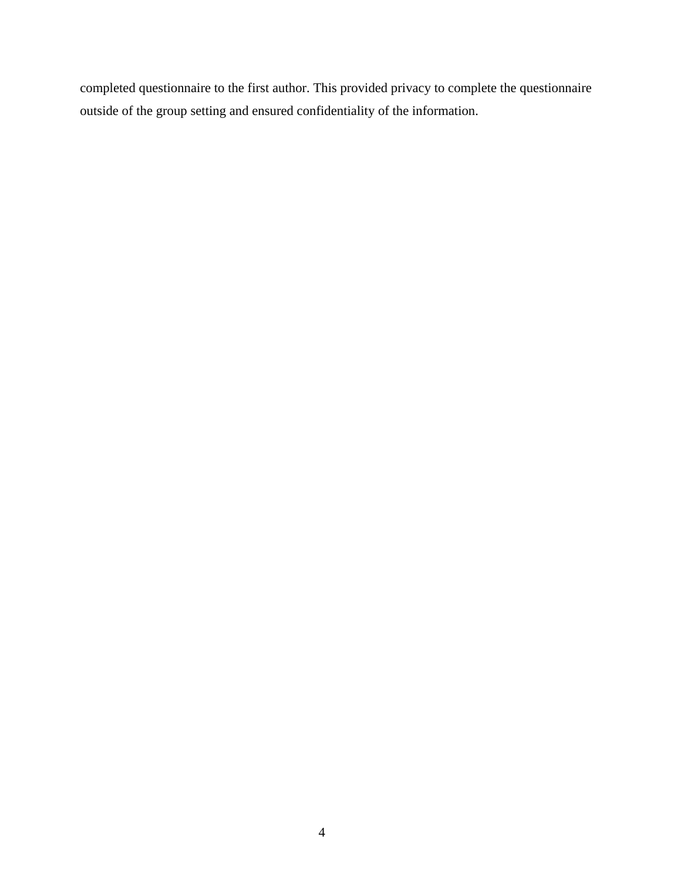completed questionnaire to the first author. This provided privacy to complete the questionnaire outside of the group setting and ensured confidentiality of the information.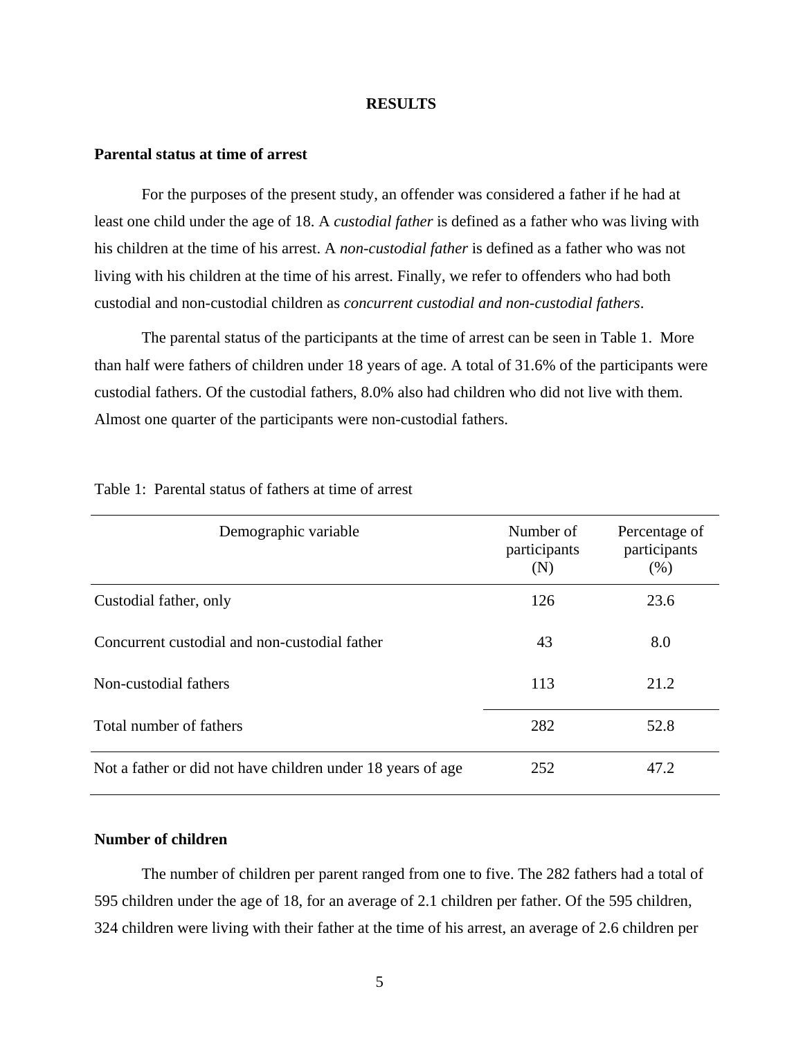# RESULTS

## Parental status at time of arrest

For the purposes of the present study, an offender was considered a father if he had at least one child under the age of 18. A *custodial father* is defined as a father who was living with his children at the time of his arrest. A *non-custodial father* is defined as a father who was not living with his children at the time of his arrest. Finally, we refer to offenders who had both custodial and non-custodial children as *concurrent custodial and non-custodial fathers*.

The parental status of the participants at the time of arrest can be seen in Table 1. More than half were fathers of children under 18 years of age. A total of 31.6% of the participants were custodial fathers. Of the custodial fathers, 8.0% also had children who did not live with them. Almost one quarter of the participants were non-custodial fathers.

Table 1: Parental status of fathers at time of arrest

| Demographic variable | Number of participants (N) | Percentage of participants (%) |
|---|---|---|
| Custodial father, only | 126 | 23.6 |
| Concurrent custodial and non-custodial father | 43 | 8.0 |
| Non-custodial fathers | 113 | 21.2 |
| Total number of fathers | 282 | 52.8 |
| Not a father or did not have children under 18 years of age | 252 | 47.2 |

## Number of children

The number of children per parent ranged from one to five. The 282 fathers had a total of 595 children under the age of 18, for an average of 2.1 children per father. Of the 595 children, 324 children were living with their father at the time of his arrest, an average of 2.6 children per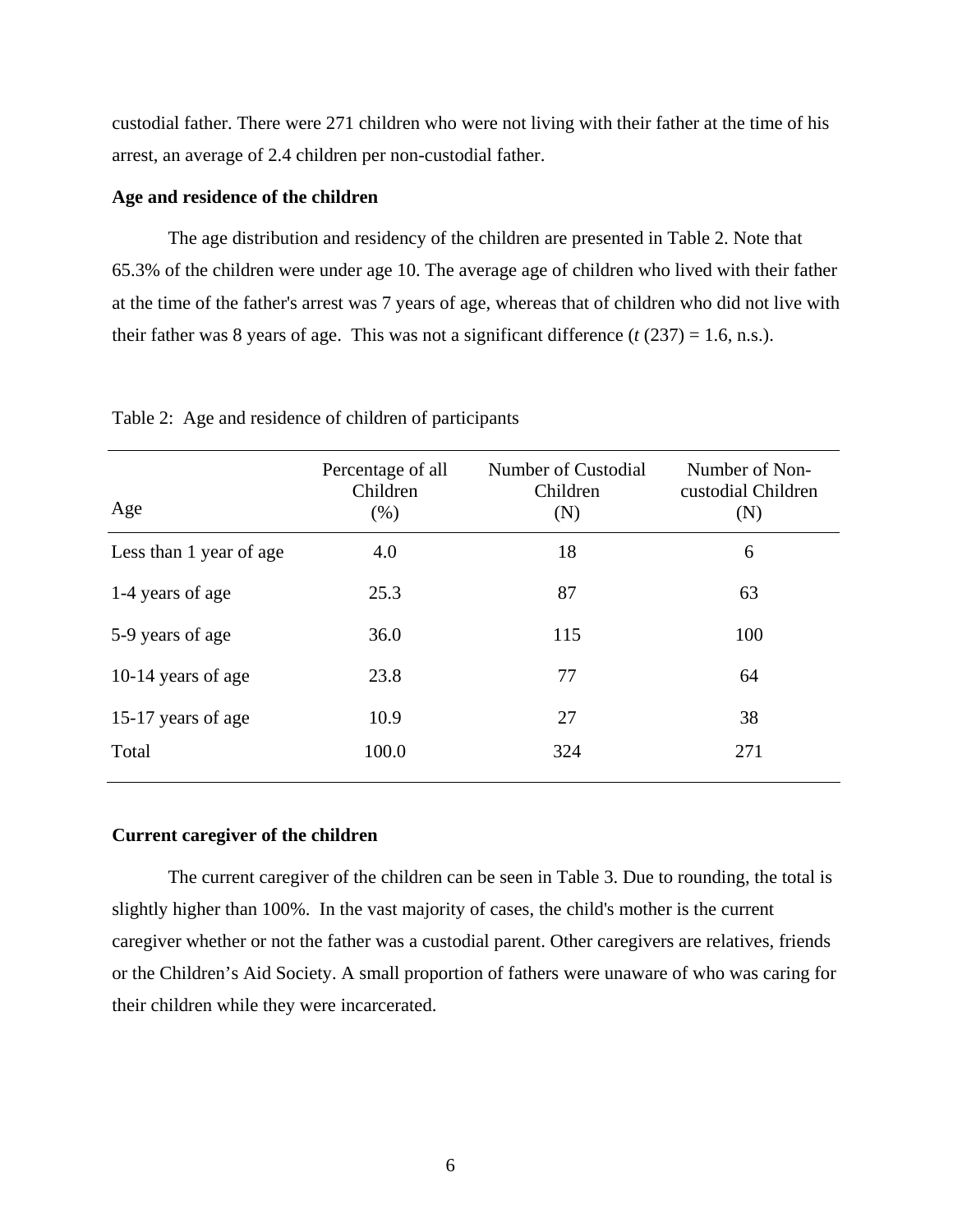custodial father. There were 271 children who were not living with their father at the time of his arrest, an average of 2.4 children per non-custodial father.

### Age and residence of the children

The age distribution and residency of the children are presented in Table 2. Note that 65.3% of the children were under age 10. The average age of children who lived with their father at the time of the father's arrest was 7 years of age, whereas that of children who did not live with their father was 8 years of age. This was not a significant difference (*t* (237) = 1.6, n.s.).

Table 2: Age and residence of children of participants

| Age | Percentage of all Children (%) | Number of Custodial Children (N) | Number of Non-custodial Children (N) |
|---|---|---|---|
| Less than 1 year of age | 4.0 | 18 | 6 |
| 1-4 years of age | 25.3 | 87 | 63 |
| 5-9 years of age | 36.0 | 115 | 100 |
| 10-14 years of age | 23.8 | 77 | 64 |
| 15-17 years of age | 10.9 | 27 | 38 |
| Total | 100.0 | 324 | 271 |

### Current caregiver of the children

The current caregiver of the children can be seen in Table 3. Due to rounding, the total is slightly higher than 100%. In the vast majority of cases, the child's mother is the current caregiver whether or not the father was a custodial parent. Other caregivers are relatives, friends or the Children's Aid Society. A small proportion of fathers were unaware of who was caring for their children while they were incarcerated.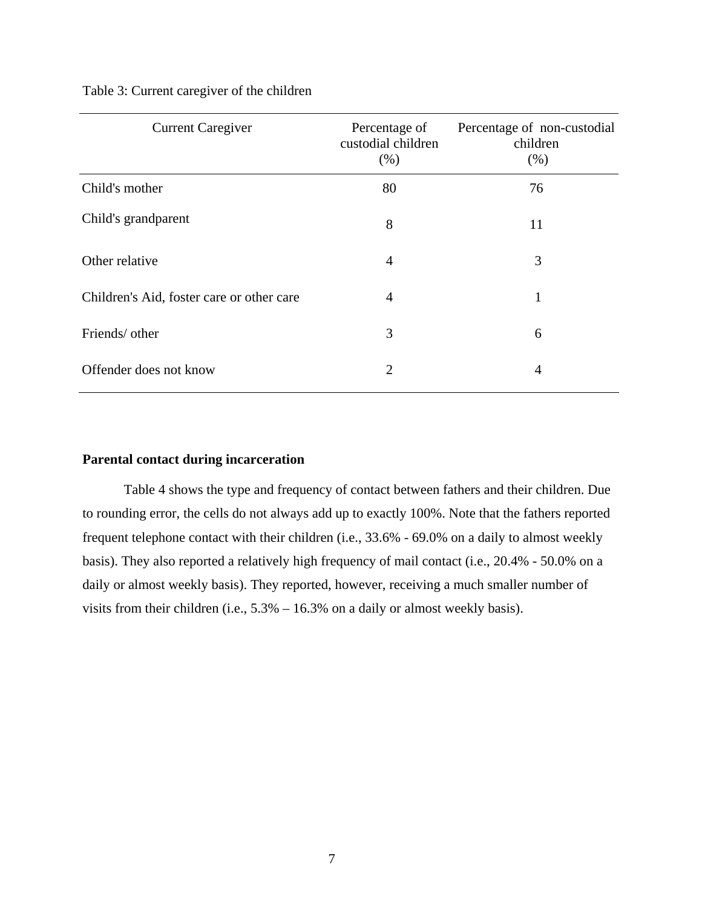Table 3: Current caregiver of the children

| Current Caregiver | Percentage of custodial children (%) | Percentage of non-custodial children (%) |
| --- | --- | --- |
| Child's mother | 80 | 76 |
| Child's grandparent | 8 | 11 |
| Other relative | 4 | 3 |
| Children's Aid, foster care or other care | 4 | 1 |
| Friends/ other | 3 | 6 |
| Offender does not know | 2 | 4 |

**Parental contact during incarceration**

Table 4 shows the type and frequency of contact between fathers and their children. Due to rounding error, the cells do not always add up to exactly 100%. Note that the fathers reported frequent telephone contact with their children (i.e., 33.6% - 69.0% on a daily to almost weekly basis). They also reported a relatively high frequency of mail contact (i.e., 20.4% - 50.0% on a daily or almost weekly basis). They reported, however, receiving a much smaller number of visits from their children (i.e., 5.3% – 16.3% on a daily or almost weekly basis).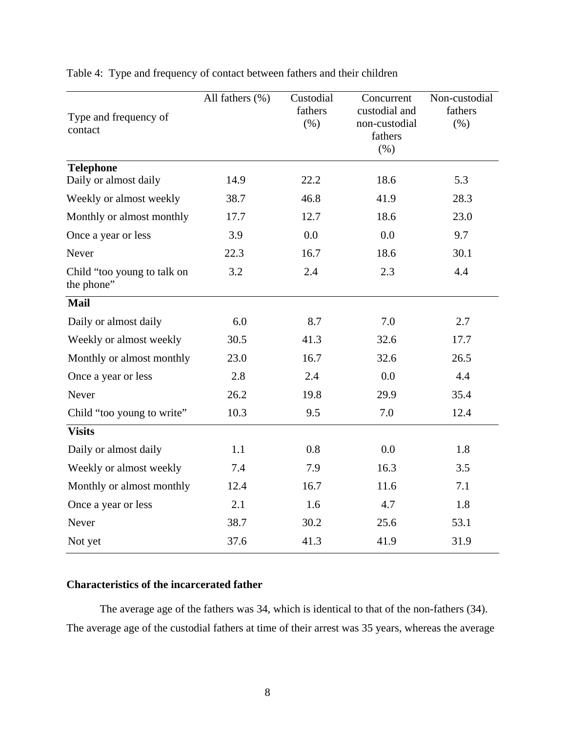Table 4: Type and frequency of contact between fathers and their children

| Type and frequency of contact | All fathers (%) | Custodial fathers (%) | Concurrent custodial and non-custodial fathers (%) | Non-custodial fathers (%) |
|---|---|---|---|---|
| **Telephone** | | | | |
| Daily or almost daily | 14.9 | 22.2 | 18.6 | 5.3 |
| Weekly or almost weekly | 38.7 | 46.8 | 41.9 | 28.3 |
| Monthly or almost monthly | 17.7 | 12.7 | 18.6 | 23.0 |
| Once a year or less | 3.9 | 0.0 | 0.0 | 9.7 |
| Never | 22.3 | 16.7 | 18.6 | 30.1 |
| Child "too young to talk on the phone" | 3.2 | 2.4 | 2.3 | 4.4 |
| **Mail** | | | | |
| Daily or almost daily | 6.0 | 8.7 | 7.0 | 2.7 |
| Weekly or almost weekly | 30.5 | 41.3 | 32.6 | 17.7 |
| Monthly or almost monthly | 23.0 | 16.7 | 32.6 | 26.5 |
| Once a year or less | 2.8 | 2.4 | 0.0 | 4.4 |
| Never | 26.2 | 19.8 | 29.9 | 35.4 |
| Child "too young to write" | 10.3 | 9.5 | 7.0 | 12.4 |
| **Visits** | | | | |
| Daily or almost daily | 1.1 | 0.8 | 0.0 | 1.8 |
| Weekly or almost weekly | 7.4 | 7.9 | 16.3 | 3.5 |
| Monthly or almost monthly | 12.4 | 16.7 | 11.6 | 7.1 |
| Once a year or less | 2.1 | 1.6 | 4.7 | 1.8 |
| Never | 38.7 | 30.2 | 25.6 | 53.1 |
| Not yet | 37.6 | 41.3 | 41.9 | 31.9 |

### Characteristics of the incarcerated father

The average age of the fathers was 34, which is identical to that of the non-fathers (34). The average age of the custodial fathers at time of their arrest was 35 years, whereas the average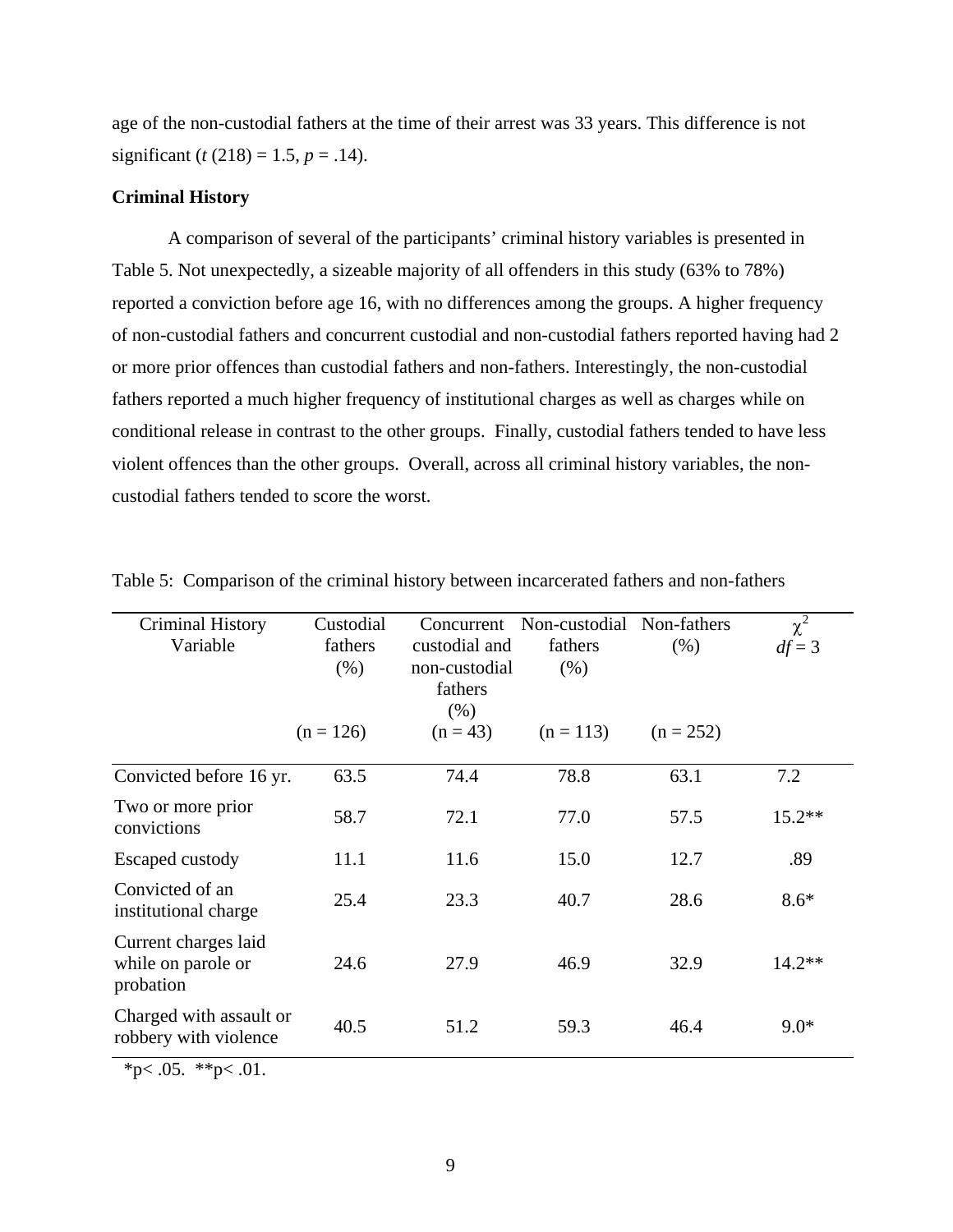age of the non-custodial fathers at the time of their arrest was 33 years. This difference is not significant ($t$ (218) = 1.5, $p$ = .14).

**Criminal History**

A comparison of several of the participants' criminal history variables is presented in Table 5. Not unexpectedly, a sizeable majority of all offenders in this study (63% to 78%) reported a conviction before age 16, with no differences among the groups. A higher frequency of non-custodial fathers and concurrent custodial and non-custodial fathers reported having had 2 or more prior offences than custodial fathers and non-fathers. Interestingly, the non-custodial fathers reported a much higher frequency of institutional charges as well as charges while on conditional release in contrast to the other groups. Finally, custodial fathers tended to have less violent offences than the other groups. Overall, across all criminal history variables, the non-custodial fathers tended to score the worst.

Table 5: Comparison of the criminal history between incarcerated fathers and non-fathers

| Criminal History Variable | Custodial fathers (%) (n = 126) | Concurrent custodial and non-custodial fathers (%) (n = 43) | Non-custodial fathers (%) (n = 113) | Non-fathers (%) (n = 252) | $\chi^2$ $df = 3$ |
|---|---|---|---|---|---|
| Convicted before 16 yr. | 63.5 | 74.4 | 78.8 | 63.1 | 7.2 |
| Two or more prior convictions | 58.7 | 72.1 | 77.0 | 57.5 | 15.2** |
| Escaped custody | 11.1 | 11.6 | 15.0 | 12.7 | .89 |
| Convicted of an institutional charge | 25.4 | 23.3 | 40.7 | 28.6 | 8.6* |
| Current charges laid while on parole or probation | 24.6 | 27.9 | 46.9 | 32.9 | 14.2** |
| Charged with assault or robbery with violence | 40.5 | 51.2 | 59.3 | 46.4 | 9.0* |

*p< .05. **p< .01.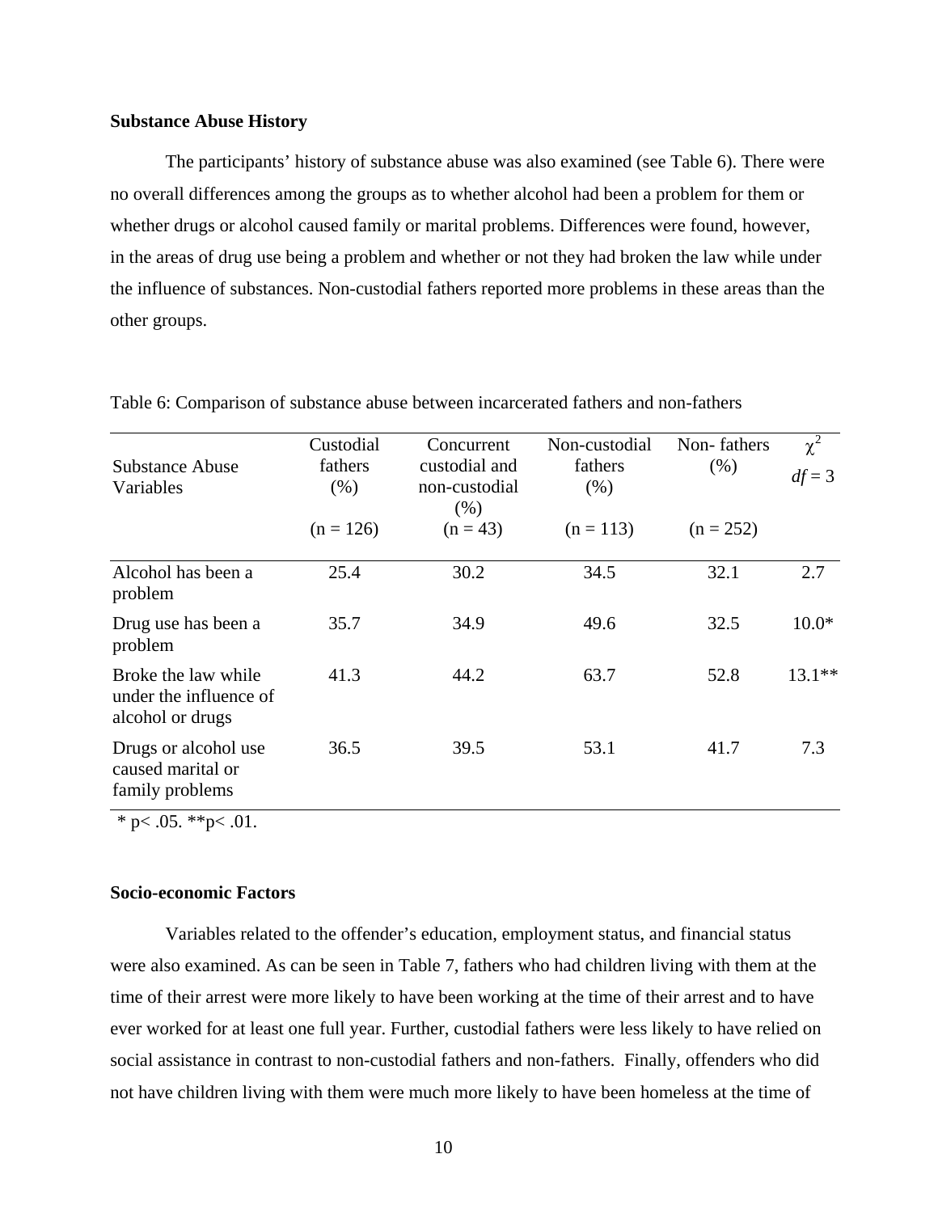**Substance Abuse History**

The participants' history of substance abuse was also examined (see Table 6). There were no overall differences among the groups as to whether alcohol had been a problem for them or whether drugs or alcohol caused family or marital problems. Differences were found, however, in the areas of drug use being a problem and whether or not they had broken the law while under the influence of substances. Non-custodial fathers reported more problems in these areas than the other groups.

Table 6: Comparison of substance abuse between incarcerated fathers and non-fathers

| Substance Abuse Variables | Custodial fathers (%) (n = 126) | Concurrent custodial and non-custodial (%) (n = 43) | Non-custodial fathers (%) (n = 113) | Non- fathers (%) (n = 252) | $\chi^2$ *df* = 3 |
|---|---|---|---|---|---|
| Alcohol has been a problem | 25.4 | 30.2 | 34.5 | 32.1 | 2.7 |
| Drug use has been a problem | 35.7 | 34.9 | 49.6 | 32.5 | 10.0* |
| Broke the law while under the influence of alcohol or drugs | 41.3 | 44.2 | 63.7 | 52.8 | 13.1** |
| Drugs or alcohol use caused marital or family problems | 36.5 | 39.5 | 53.1 | 41.7 | 7.3 |

\* $p < .05$. ** $p < .01$.

**Socio-economic Factors**

Variables related to the offender's education, employment status, and financial status were also examined. As can be seen in Table 7, fathers who had children living with them at the time of their arrest were more likely to have been working at the time of their arrest and to have ever worked for at least one full year. Further, custodial fathers were less likely to have relied on social assistance in contrast to non-custodial fathers and non-fathers. Finally, offenders who did not have children living with them were much more likely to have been homeless at the time of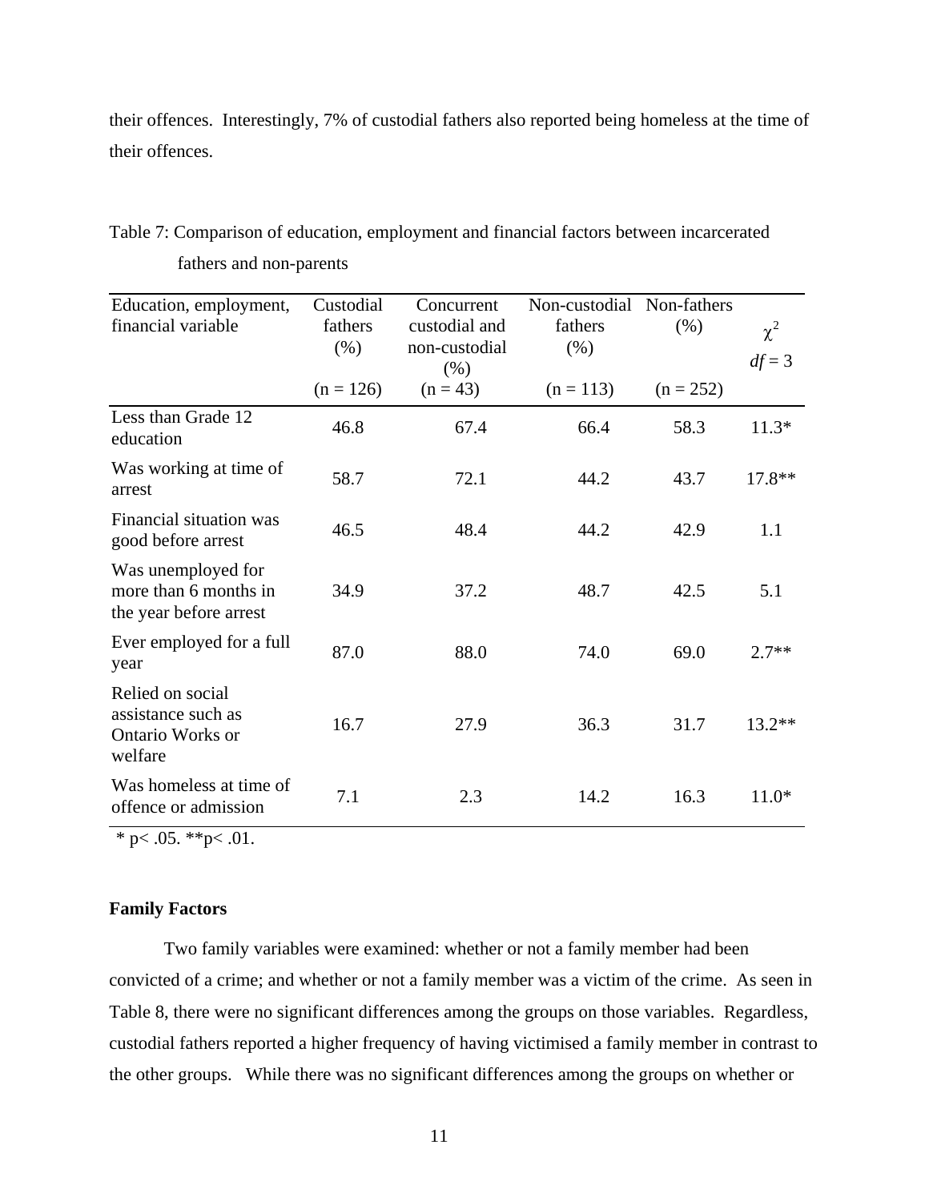their offences. Interestingly, 7% of custodial fathers also reported being homeless at the time of their offences.

Table 7: Comparison of education, employment and financial factors between incarcerated fathers and non-parents

| Education, employment, financial variable | Custodial fathers (%) (n = 126) | Concurrent custodial and non-custodial (%) (n = 43) | Non-custodial fathers (%) (n = 113) | Non-fathers (%) (n = 252) | $\chi^2$ $df = 3$ |
|---|---|---|---|---|---|
| Less than Grade 12 education | 46.8 | 67.4 | 66.4 | 58.3 | 11.3* |
| Was working at time of arrest | 58.7 | 72.1 | 44.2 | 43.7 | 17.8** |
| Financial situation was good before arrest | 46.5 | 48.4 | 44.2 | 42.9 | 1.1 |
| Was unemployed for more than 6 months in the year before arrest | 34.9 | 37.2 | 48.7 | 42.5 | 5.1 |
| Ever employed for a full year | 87.0 | 88.0 | 74.0 | 69.0 | 2.7** |
| Relied on social assistance such as Ontario Works or welfare | 16.7 | 27.9 | 36.3 | 31.7 | 13.2** |
| Was homeless at time of offence or admission | 7.1 | 2.3 | 14.2 | 16.3 | 11.0* |

* p< .05. **p< .01.

**Family Factors**

Two family variables were examined: whether or not a family member had been convicted of a crime; and whether or not a family member was a victim of the crime. As seen in Table 8, there were no significant differences among the groups on those variables. Regardless, custodial fathers reported a higher frequency of having victimised a family member in contrast to the other groups. While there was no significant differences among the groups on whether or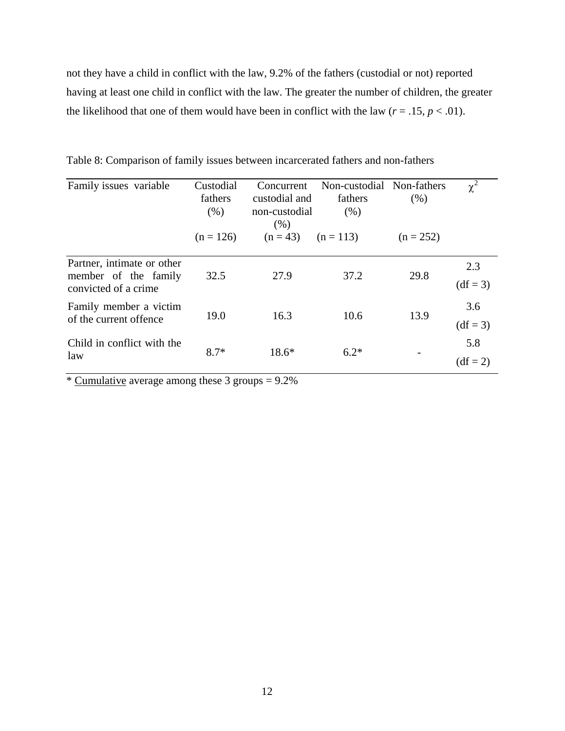not they have a child in conflict with the law, 9.2% of the fathers (custodial or not) reported having at least one child in conflict with the law. The greater the number of children, the greater the likelihood that one of them would have been in conflict with the law ($r = .15$, $p < .01$).

Table 8: Comparison of family issues between incarcerated fathers and non-fathers

| Family issues variable | Custodial fathers (%) (n = 126) | Concurrent custodial and non-custodial (%) (n = 43) | Non-custodial fathers (%) (n = 113) | Non-fathers (%) (n = 252) | $\chi^2$ |
|---|---|---|---|---|---|
| Partner, intimate or other member of the family convicted of a crime | 32.5 | 27.9 | 37.2 | 29.8 | 2.3 (df = 3) |
| Family member a victim of the current offence | 19.0 | 16.3 | 10.6 | 13.9 | 3.6 (df = 3) |
| Child in conflict with the law | 8.7* | 18.6* | 6.2* | - | 5.8 (df = 2) |

\* Cumulative average among these 3 groups = 9.2%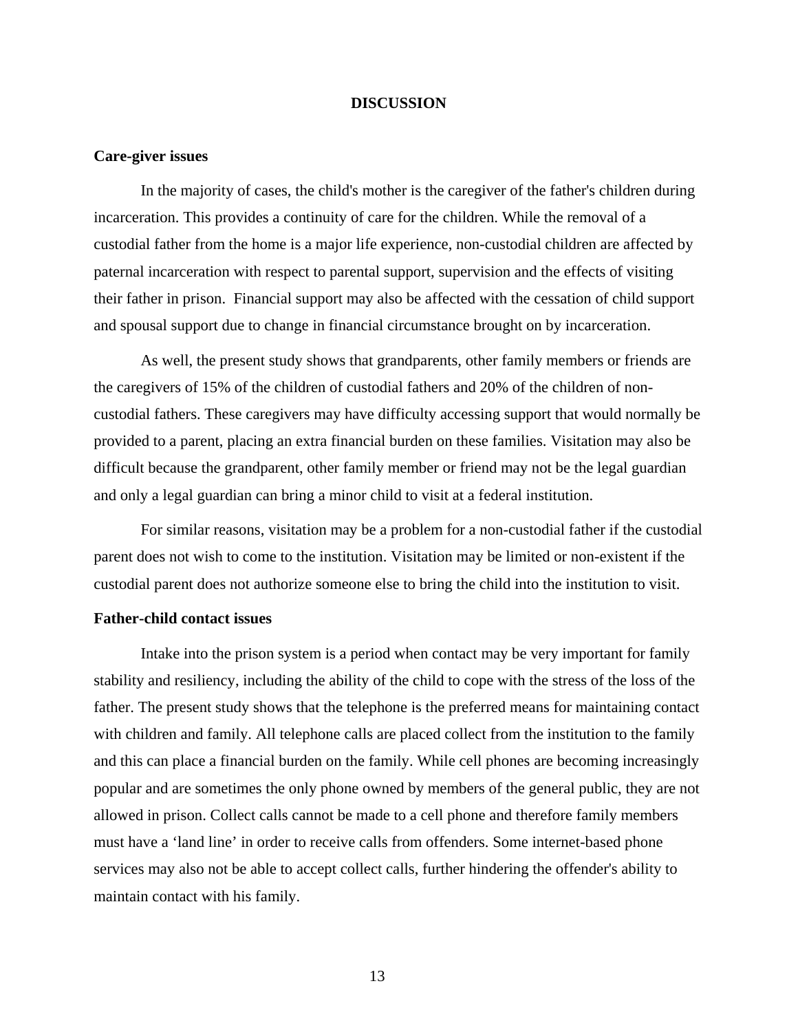## DISCUSSION

### Care-giver issues

In the majority of cases, the child's mother is the caregiver of the father's children during incarceration. This provides a continuity of care for the children. While the removal of a custodial father from the home is a major life experience, non-custodial children are affected by paternal incarceration with respect to parental support, supervision and the effects of visiting their father in prison. Financial support may also be affected with the cessation of child support and spousal support due to change in financial circumstance brought on by incarceration.

As well, the present study shows that grandparents, other family members or friends are the caregivers of 15% of the children of custodial fathers and 20% of the children of non-custodial fathers. These caregivers may have difficulty accessing support that would normally be provided to a parent, placing an extra financial burden on these families. Visitation may also be difficult because the grandparent, other family member or friend may not be the legal guardian and only a legal guardian can bring a minor child to visit at a federal institution.

For similar reasons, visitation may be a problem for a non-custodial father if the custodial parent does not wish to come to the institution. Visitation may be limited or non-existent if the custodial parent does not authorize someone else to bring the child into the institution to visit.

### Father-child contact issues

Intake into the prison system is a period when contact may be very important for family stability and resiliency, including the ability of the child to cope with the stress of the loss of the father. The present study shows that the telephone is the preferred means for maintaining contact with children and family. All telephone calls are placed collect from the institution to the family and this can place a financial burden on the family. While cell phones are becoming increasingly popular and are sometimes the only phone owned by members of the general public, they are not allowed in prison. Collect calls cannot be made to a cell phone and therefore family members must have a 'land line' in order to receive calls from offenders. Some internet-based phone services may also not be able to accept collect calls, further hindering the offender's ability to maintain contact with his family.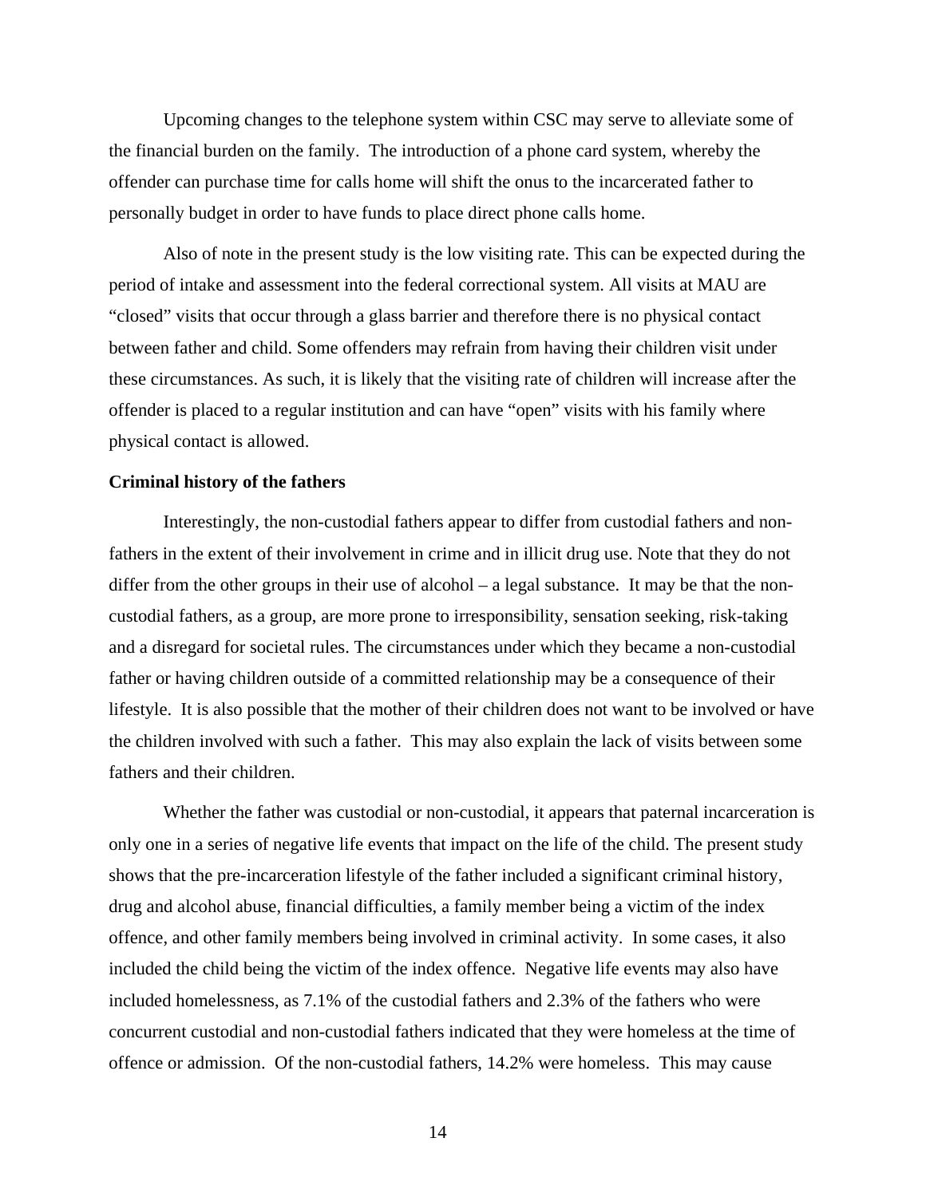Upcoming changes to the telephone system within CSC may serve to alleviate some of the financial burden on the family. The introduction of a phone card system, whereby the offender can purchase time for calls home will shift the onus to the incarcerated father to personally budget in order to have funds to place direct phone calls home.

Also of note in the present study is the low visiting rate. This can be expected during the period of intake and assessment into the federal correctional system. All visits at MAU are "closed" visits that occur through a glass barrier and therefore there is no physical contact between father and child. Some offenders may refrain from having their children visit under these circumstances. As such, it is likely that the visiting rate of children will increase after the offender is placed to a regular institution and can have "open" visits with his family where physical contact is allowed.

**Criminal history of the fathers**

Interestingly, the non-custodial fathers appear to differ from custodial fathers and non-fathers in the extent of their involvement in crime and in illicit drug use. Note that they do not differ from the other groups in their use of alcohol – a legal substance. It may be that the non-custodial fathers, as a group, are more prone to irresponsibility, sensation seeking, risk-taking and a disregard for societal rules. The circumstances under which they became a non-custodial father or having children outside of a committed relationship may be a consequence of their lifestyle. It is also possible that the mother of their children does not want to be involved or have the children involved with such a father. This may also explain the lack of visits between some fathers and their children.

Whether the father was custodial or non-custodial, it appears that paternal incarceration is only one in a series of negative life events that impact on the life of the child. The present study shows that the pre-incarceration lifestyle of the father included a significant criminal history, drug and alcohol abuse, financial difficulties, a family member being a victim of the index offence, and other family members being involved in criminal activity. In some cases, it also included the child being the victim of the index offence. Negative life events may also have included homelessness, as 7.1% of the custodial fathers and 2.3% of the fathers who were concurrent custodial and non-custodial fathers indicated that they were homeless at the time of offence or admission. Of the non-custodial fathers, 14.2% were homeless. This may cause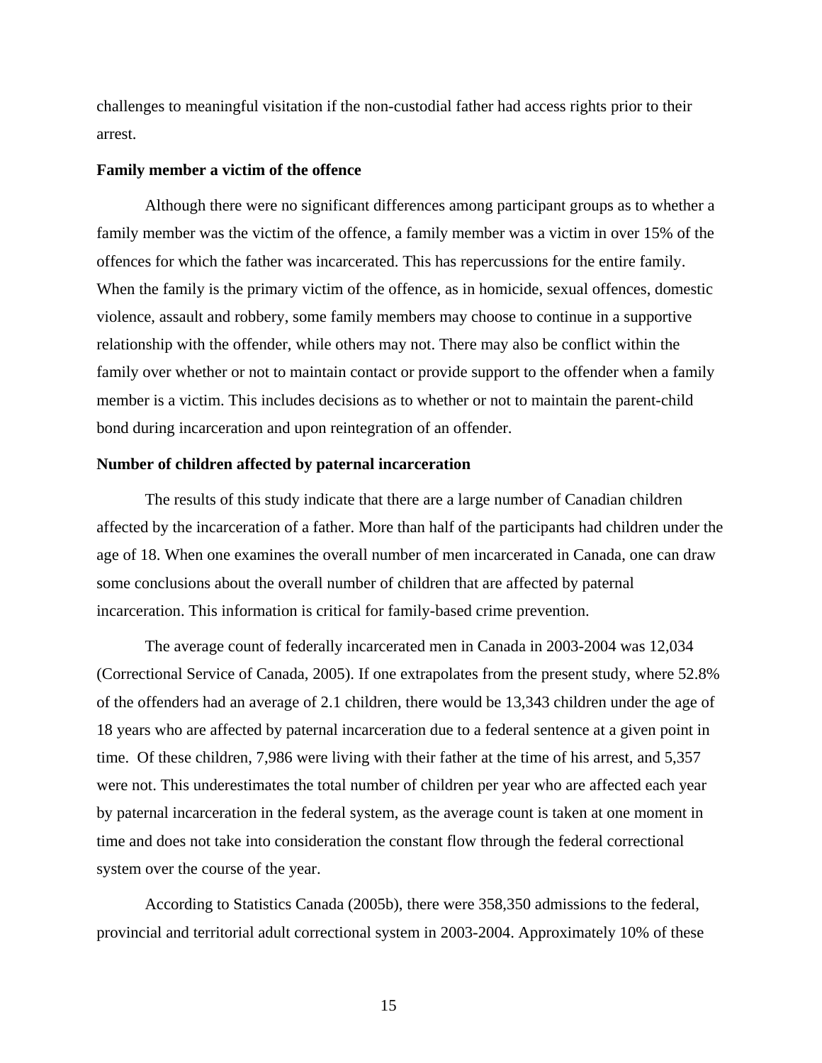challenges to meaningful visitation if the non-custodial father had access rights prior to their arrest.

### Family member a victim of the offence

Although there were no significant differences among participant groups as to whether a family member was the victim of the offence, a family member was a victim in over 15% of the offences for which the father was incarcerated. This has repercussions for the entire family. When the family is the primary victim of the offence, as in homicide, sexual offences, domestic violence, assault and robbery, some family members may choose to continue in a supportive relationship with the offender, while others may not. There may also be conflict within the family over whether or not to maintain contact or provide support to the offender when a family member is a victim. This includes decisions as to whether or not to maintain the parent-child bond during incarceration and upon reintegration of an offender.

### Number of children affected by paternal incarceration

The results of this study indicate that there are a large number of Canadian children affected by the incarceration of a father. More than half of the participants had children under the age of 18. When one examines the overall number of men incarcerated in Canada, one can draw some conclusions about the overall number of children that are affected by paternal incarceration. This information is critical for family-based crime prevention.

The average count of federally incarcerated men in Canada in 2003-2004 was 12,034 (Correctional Service of Canada, 2005). If one extrapolates from the present study, where 52.8% of the offenders had an average of 2.1 children, there would be 13,343 children under the age of 18 years who are affected by paternal incarceration due to a federal sentence at a given point in time. Of these children, 7,986 were living with their father at the time of his arrest, and 5,357 were not. This underestimates the total number of children per year who are affected each year by paternal incarceration in the federal system, as the average count is taken at one moment in time and does not take into consideration the constant flow through the federal correctional system over the course of the year.

According to Statistics Canada (2005b), there were 358,350 admissions to the federal, provincial and territorial adult correctional system in 2003-2004. Approximately 10% of these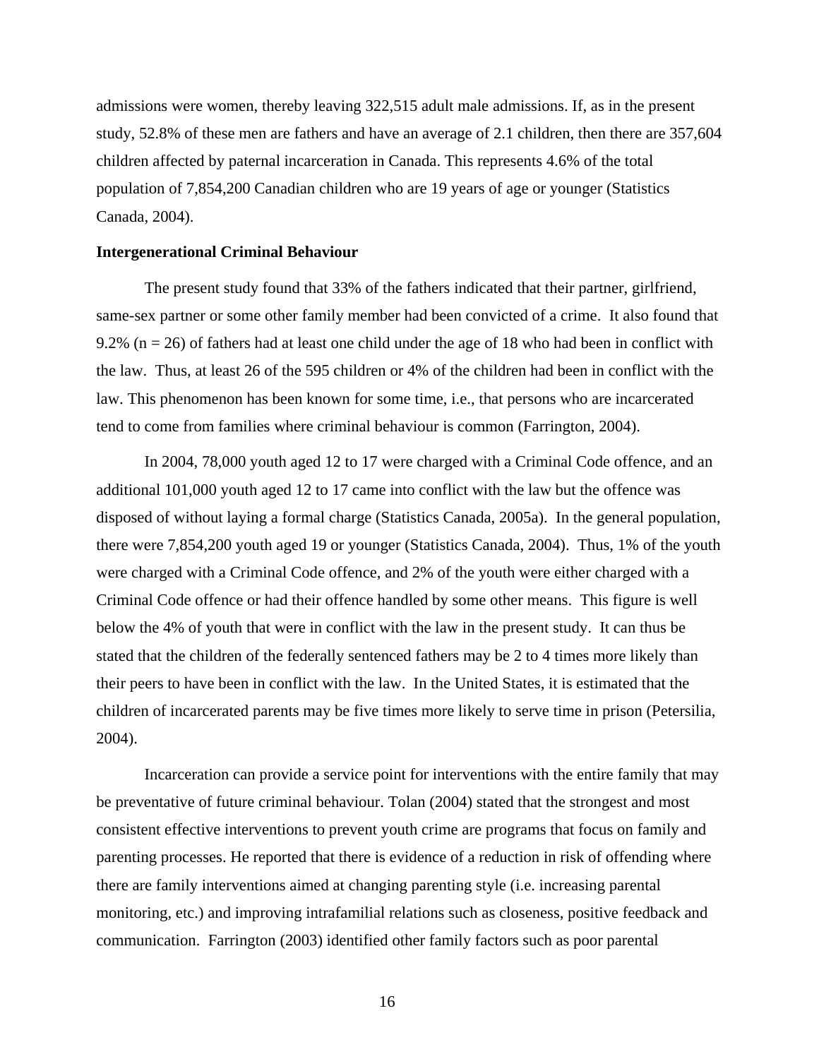admissions were women, thereby leaving 322,515 adult male admissions. If, as in the present study, 52.8% of these men are fathers and have an average of 2.1 children, then there are 357,604 children affected by paternal incarceration in Canada. This represents 4.6% of the total population of 7,854,200 Canadian children who are 19 years of age or younger (Statistics Canada, 2004).

**Intergenerational Criminal Behaviour**

The present study found that 33% of the fathers indicated that their partner, girlfriend, same-sex partner or some other family member had been convicted of a crime. It also found that 9.2% (n = 26) of fathers had at least one child under the age of 18 who had been in conflict with the law. Thus, at least 26 of the 595 children or 4% of the children had been in conflict with the law. This phenomenon has been known for some time, i.e., that persons who are incarcerated tend to come from families where criminal behaviour is common (Farrington, 2004).

In 2004, 78,000 youth aged 12 to 17 were charged with a Criminal Code offence, and an additional 101,000 youth aged 12 to 17 came into conflict with the law but the offence was disposed of without laying a formal charge (Statistics Canada, 2005a). In the general population, there were 7,854,200 youth aged 19 or younger (Statistics Canada, 2004). Thus, 1% of the youth were charged with a Criminal Code offence, and 2% of the youth were either charged with a Criminal Code offence or had their offence handled by some other means. This figure is well below the 4% of youth that were in conflict with the law in the present study. It can thus be stated that the children of the federally sentenced fathers may be 2 to 4 times more likely than their peers to have been in conflict with the law. In the United States, it is estimated that the children of incarcerated parents may be five times more likely to serve time in prison (Petersilia, 2004).

Incarceration can provide a service point for interventions with the entire family that may be preventative of future criminal behaviour. Tolan (2004) stated that the strongest and most consistent effective interventions to prevent youth crime are programs that focus on family and parenting processes. He reported that there is evidence of a reduction in risk of offending where there are family interventions aimed at changing parenting style (i.e. increasing parental monitoring, etc.) and improving intrafamilial relations such as closeness, positive feedback and communication. Farrington (2003) identified other family factors such as poor parental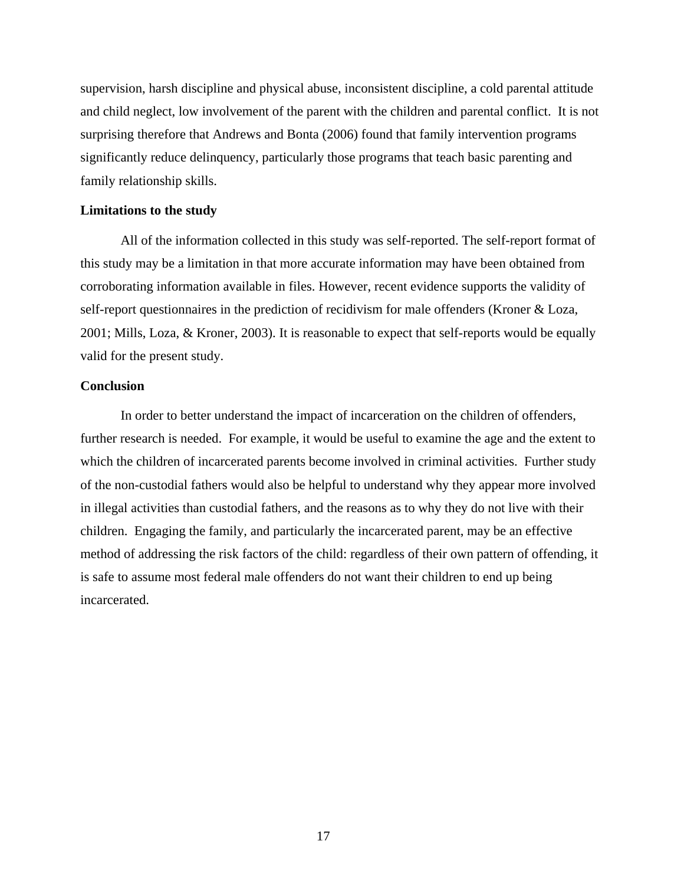supervision, harsh discipline and physical abuse, inconsistent discipline, a cold parental attitude and child neglect, low involvement of the parent with the children and parental conflict. It is not surprising therefore that Andrews and Bonta (2006) found that family intervention programs significantly reduce delinquency, particularly those programs that teach basic parenting and family relationship skills.

**Limitations to the study**

All of the information collected in this study was self-reported. The self-report format of this study may be a limitation in that more accurate information may have been obtained from corroborating information available in files. However, recent evidence supports the validity of self-report questionnaires in the prediction of recidivism for male offenders (Kroner & Loza, 2001; Mills, Loza, & Kroner, 2003). It is reasonable to expect that self-reports would be equally valid for the present study.

**Conclusion**

In order to better understand the impact of incarceration on the children of offenders, further research is needed. For example, it would be useful to examine the age and the extent to which the children of incarcerated parents become involved in criminal activities. Further study of the non-custodial fathers would also be helpful to understand why they appear more involved in illegal activities than custodial fathers, and the reasons as to why they do not live with their children. Engaging the family, and particularly the incarcerated parent, may be an effective method of addressing the risk factors of the child: regardless of their own pattern of offending, it is safe to assume most federal male offenders do not want their children to end up being incarcerated.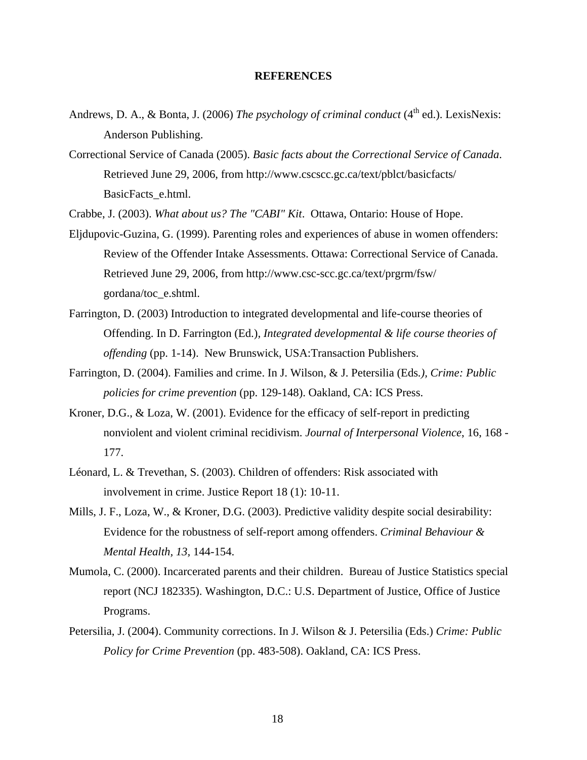# REFERENCES

Andrews, D. A., & Bonta, J. (2006) *The psychology of criminal conduct* (4th ed.). LexisNexis: Anderson Publishing.

Correctional Service of Canada (2005). *Basic facts about the Correctional Service of Canada*. Retrieved June 29, 2006, from http://www.cscscc.gc.ca/text/pblct/basicfacts/BasicFacts_e.html.

Crabbe, J. (2003). *What about us? The "CABI" Kit*. Ottawa, Ontario: House of Hope.

Eljdupovic-Guzina, G. (1999). Parenting roles and experiences of abuse in women offenders: Review of the Offender Intake Assessments. Ottawa: Correctional Service of Canada. Retrieved June 29, 2006, from http://www.csc-scc.gc.ca/text/prgrm/fsw/gordana/toc_e.shtml.

Farrington, D. (2003) Introduction to integrated developmental and life-course theories of Offending. In D. Farrington (Ed.), *Integrated developmental & life course theories of offending* (pp. 1-14). New Brunswick, USA:Transaction Publishers.

Farrington, D. (2004). Families and crime. In J. Wilson, & J. Petersilia (Eds*.), Crime: Public policies for crime prevention* (pp. 129-148). Oakland, CA: ICS Press.

Kroner, D.G., & Loza, W. (2001). Evidence for the efficacy of self-report in predicting nonviolent and violent criminal recidivism. *Journal of Interpersonal Violence*, 16, 168 - 177.

Léonard, L. & Trevethan, S. (2003). Children of offenders: Risk associated with involvement in crime. Justice Report 18 (1): 10-11.

Mills, J. F., Loza, W., & Kroner, D.G. (2003). Predictive validity despite social desirability: Evidence for the robustness of self-report among offenders. *Criminal Behaviour & Mental Health*, *13,* 144-154.

Mumola, C. (2000). Incarcerated parents and their children. Bureau of Justice Statistics special report (NCJ 182335). Washington, D.C.: U.S. Department of Justice, Office of Justice Programs.

Petersilia, J. (2004). Community corrections. In J. Wilson & J. Petersilia (Eds.) *Crime: Public Policy for Crime Prevention* (pp. 483-508). Oakland, CA: ICS Press.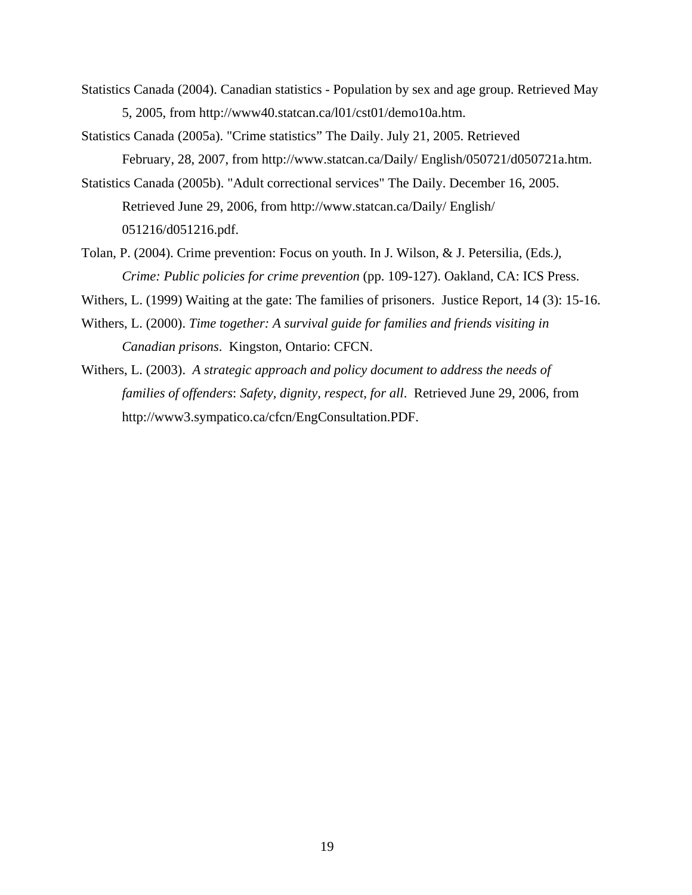Statistics Canada (2004). Canadian statistics - Population by sex and age group. Retrieved May 5, 2005, from http://www40.statcan.ca/l01/cst01/demo10a.htm.

Statistics Canada (2005a). "Crime statistics" The Daily. July 21, 2005. Retrieved February, 28, 2007, from http://www.statcan.ca/Daily/ English/050721/d050721a.htm.

Statistics Canada (2005b). "Adult correctional services" The Daily. December 16, 2005. Retrieved June 29, 2006, from http://www.statcan.ca/Daily/ English/ 051216/d051216.pdf.

Tolan, P. (2004). Crime prevention: Focus on youth. In J. Wilson, & J. Petersilia, (Eds.), *Crime: Public policies for crime prevention* (pp. 109-127). Oakland, CA: ICS Press.

Withers, L. (1999) Waiting at the gate: The families of prisoners. Justice Report, 14 (3): 15-16.

Withers, L. (2000). *Time together: A survival guide for families and friends visiting in Canadian prisons*. Kingston, Ontario: CFCN.

Withers, L. (2003). *A strategic approach and policy document to address the needs of families of offenders*: *Safety, dignity, respect, for all*. Retrieved June 29, 2006, from http://www3.sympatico.ca/cfcn/EngConsultation.PDF.